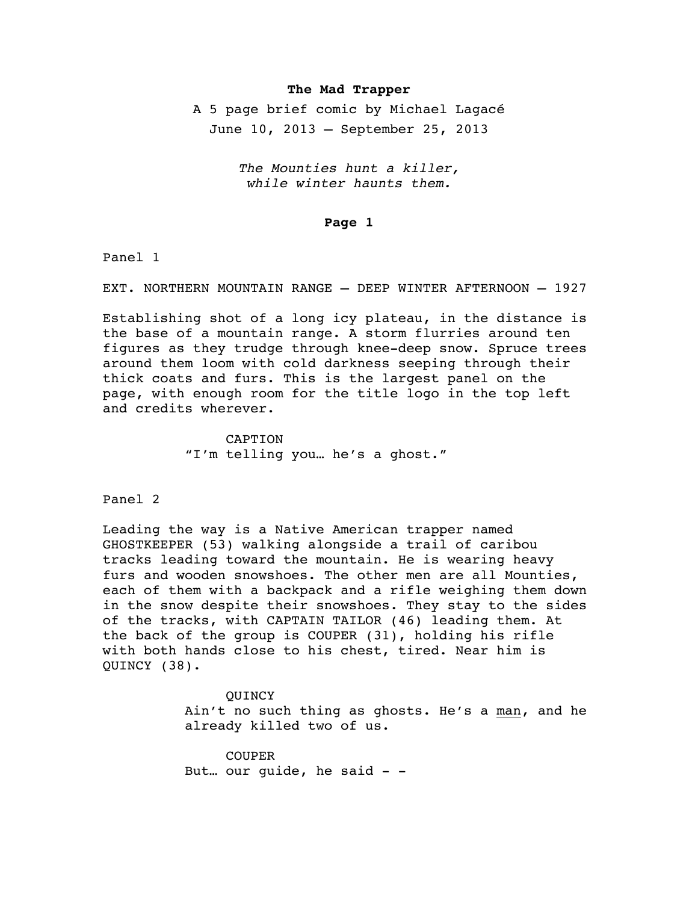# The Mad Trapper

A 5 page brief comic by Michael Lagacé

June 10, 2013 – September 25, 2013

*The Mounties hunt a killer,*
*while winter haunts them.*

## Page 1

Panel 1

EXT. NORTHERN MOUNTAIN RANGE – DEEP WINTER AFTERNOON – 1927

Establishing shot of a long icy plateau, in the distance is the base of a mountain range. A storm flurries around ten figures as they trudge through knee-deep snow. Spruce trees around them loom with cold darkness seeping through their thick coats and furs. This is the largest panel on the page, with enough room for the title logo in the top left and credits wherever.

CAPTION
"I'm telling you… he's a ghost."

Panel 2

Leading the way is a Native American trapper named GHOSTKEEPER (53) walking alongside a trail of caribou tracks leading toward the mountain. He is wearing heavy furs and wooden snowshoes. The other men are all Mounties, each of them with a backpack and a rifle weighing them down in the snow despite their snowshoes. They stay to the sides of the tracks, with CAPTAIN TAILOR (46) leading them. At the back of the group is COUPER (31), holding his rifle with both hands close to his chest, tired. Near him is QUINCY (38).

QUINCY
Ain't no such thing as ghosts. He's a <u>man</u>, and he already killed two of us.

COUPER
But… our guide, he said - -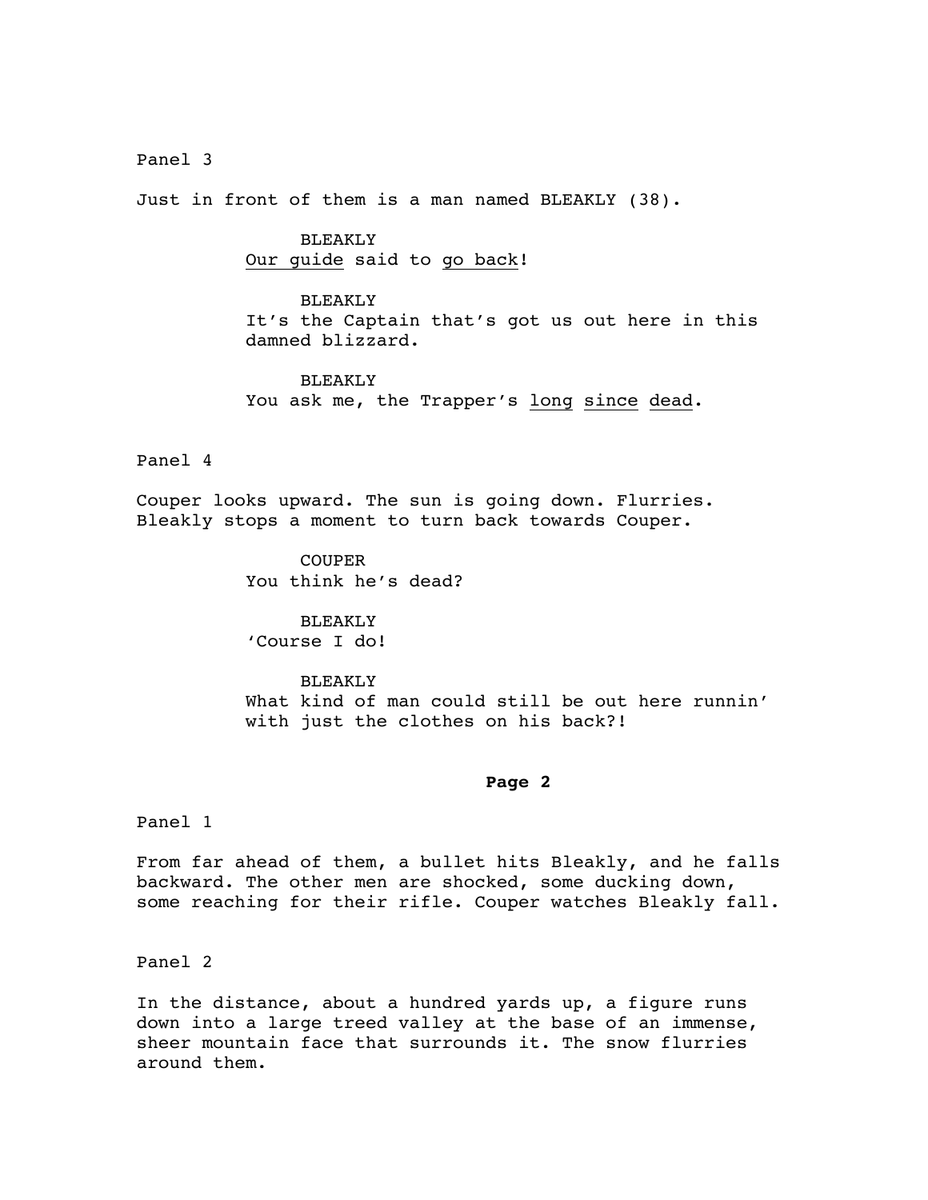Panel 3

Just in front of them is a man named BLEAKLY (38).

BLEAKLY
<u>Our guide</u> said to <u>go back</u>!

BLEAKLY
It's the Captain that's got us out here in this damned blizzard.

BLEAKLY
You ask me, the Trapper's <u>long</u> <u>since</u> <u>dead</u>.

Panel 4

Couper looks upward. The sun is going down. Flurries. Bleakly stops a moment to turn back towards Couper.

COUPER
You think he's dead?

BLEAKLY
'Course I do!

BLEAKLY
What kind of man could still be out here runnin' with just the clothes on his back?!

**Page 2**

Panel 1

From far ahead of them, a bullet hits Bleakly, and he falls backward. The other men are shocked, some ducking down, some reaching for their rifle. Couper watches Bleakly fall.

Panel 2

In the distance, about a hundred yards up, a figure runs down into a large treed valley at the base of an immense, sheer mountain face that surrounds it. The snow flurries around them.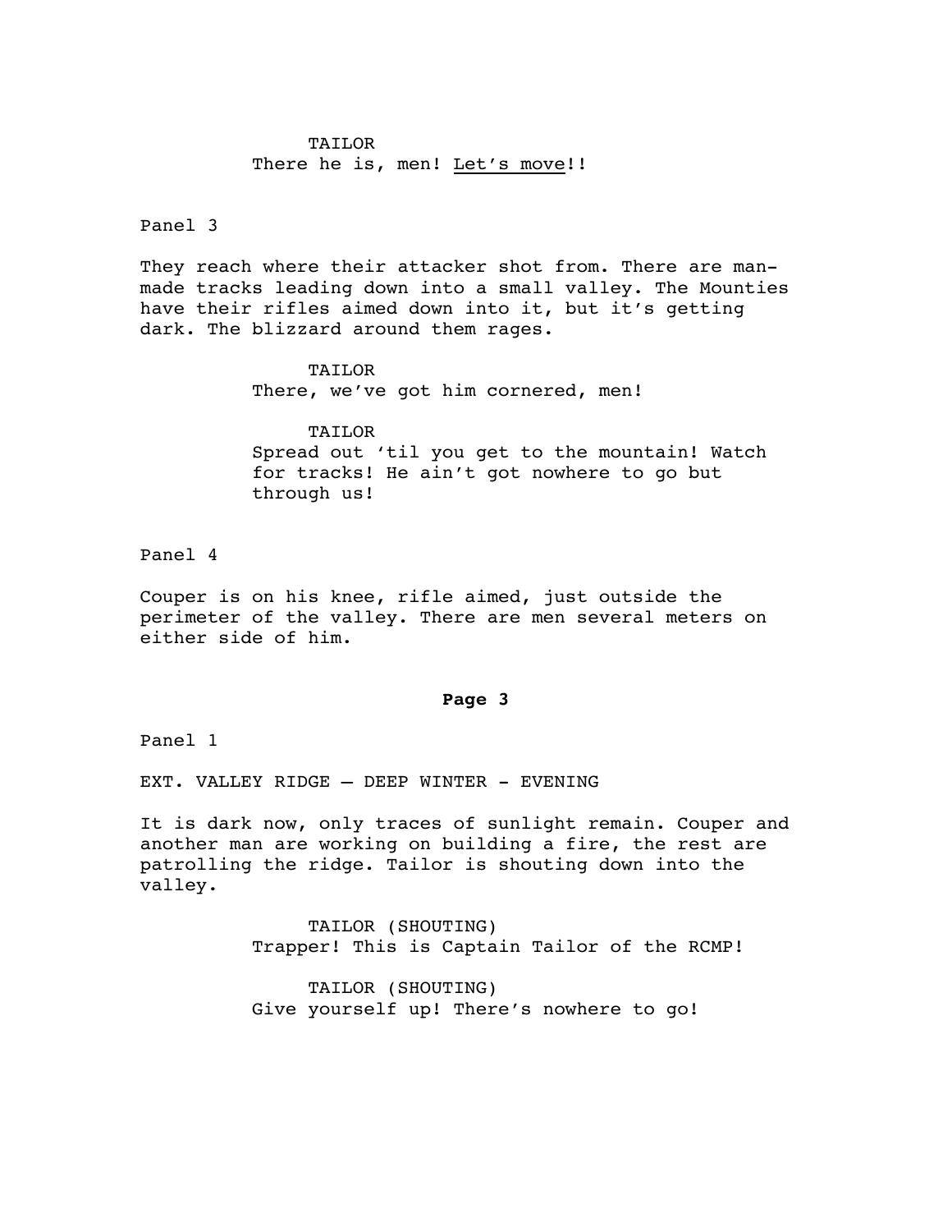TAILOR
There he is, men! <u>Let's move</u>!!

Panel 3

They reach where their attacker shot from. There are man-made tracks leading down into a small valley. The Mounties have their rifles aimed down into it, but it's getting dark. The blizzard around them rages.

TAILOR
There, we've got him cornered, men!

TAILOR
Spread out 'til you get to the mountain! Watch for tracks! He ain't got nowhere to go but through us!

Panel 4

Couper is on his knee, rifle aimed, just outside the perimeter of the valley. There are men several meters on either side of him.

**Page 3**

Panel 1

EXT. VALLEY RIDGE – DEEP WINTER - EVENING

It is dark now, only traces of sunlight remain. Couper and another man are working on building a fire, the rest are patrolling the ridge. Tailor is shouting down into the valley.

TAILOR (SHOUTING)
Trapper! This is Captain Tailor of the RCMP!

TAILOR (SHOUTING)
Give yourself up! There's nowhere to go!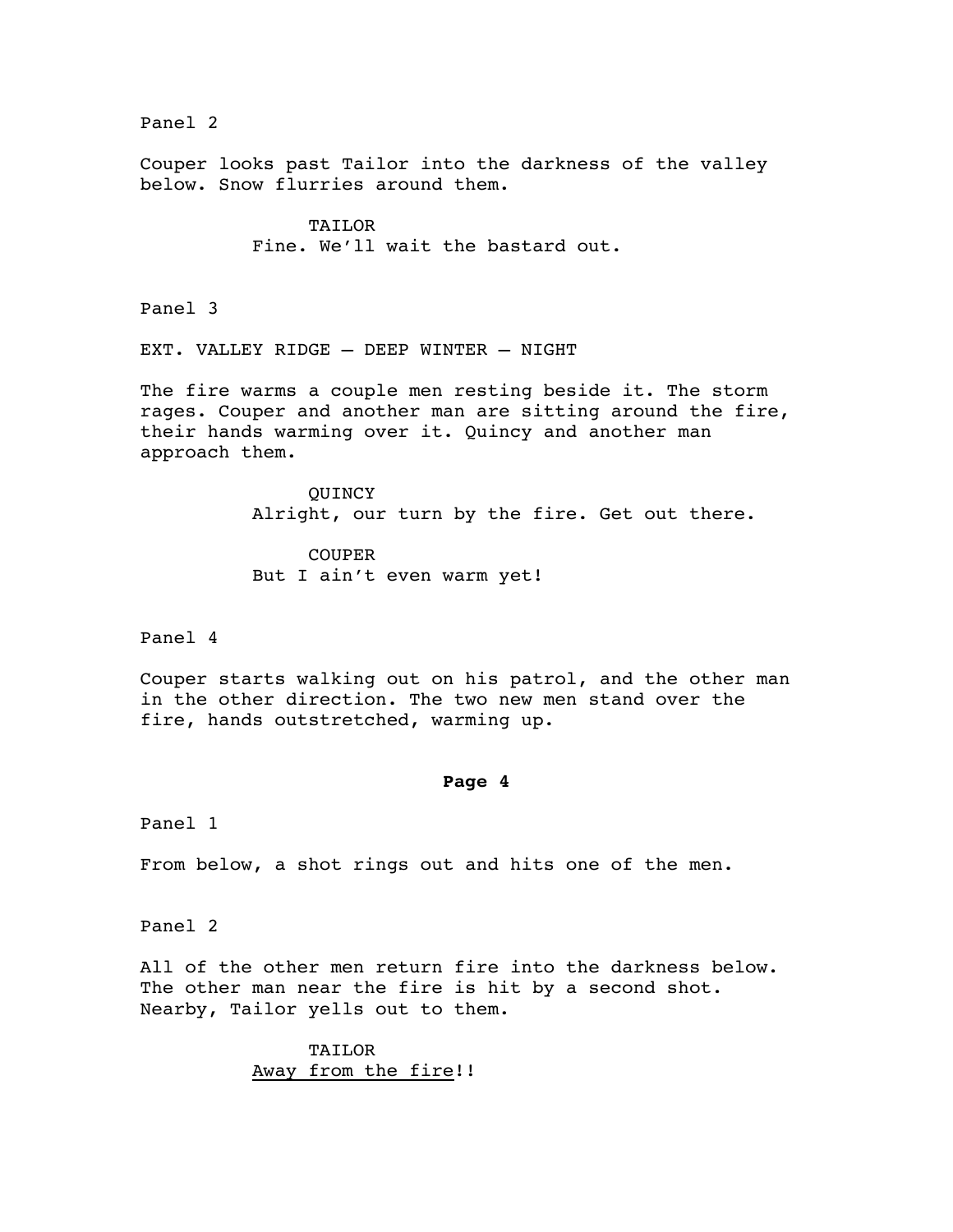Panel 2

Couper looks past Tailor into the darkness of the valley below. Snow flurries around them.

TAILOR
Fine. We'll wait the bastard out.

Panel 3

EXT. VALLEY RIDGE – DEEP WINTER – NIGHT

The fire warms a couple men resting beside it. The storm rages. Couper and another man are sitting around the fire, their hands warming over it. Quincy and another man approach them.

QUINCY
Alright, our turn by the fire. Get out there.

COUPER
But I ain't even warm yet!

Panel 4

Couper starts walking out on his patrol, and the other man in the other direction. The two new men stand over the fire, hands outstretched, warming up.

**Page 4**

Panel 1

From below, a shot rings out and hits one of the men.

Panel 2

All of the other men return fire into the darkness below. The other man near the fire is hit by a second shot. Nearby, Tailor yells out to them.

TAILOR
<u>Away from the fire</u>!!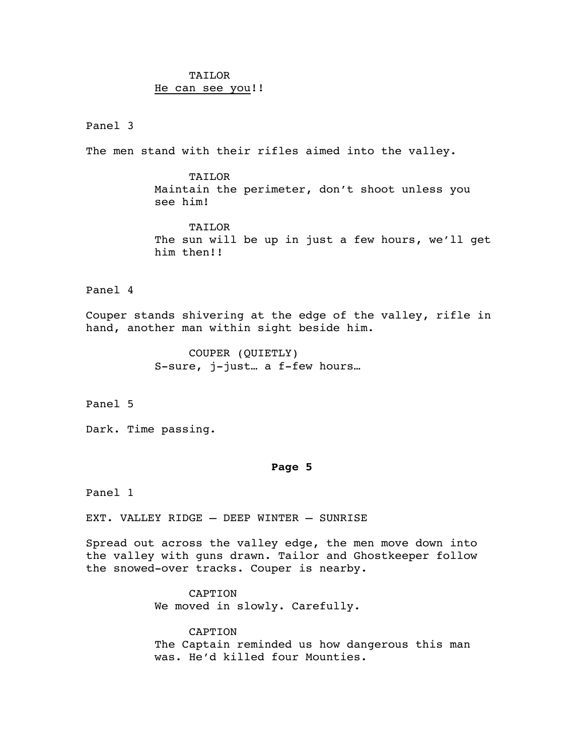TAILOR
<u>He can see you</u>!!

Panel 3

The men stand with their rifles aimed into the valley.

TAILOR
Maintain the perimeter, don't shoot unless you see him!

TAILOR
The sun will be up in just a few hours, we'll get him then!!

Panel 4

Couper stands shivering at the edge of the valley, rifle in hand, another man within sight beside him.

COUPER (QUIETLY)
S-sure, j-just… a f-few hours…

Panel 5

Dark. Time passing.

**Page 5**

Panel 1

EXT. VALLEY RIDGE – DEEP WINTER – SUNRISE

Spread out across the valley edge, the men move down into the valley with guns drawn. Tailor and Ghostkeeper follow the snowed-over tracks. Couper is nearby.

CAPTION
We moved in slowly. Carefully.

CAPTION
The Captain reminded us how dangerous this man was. He'd killed four Mounties.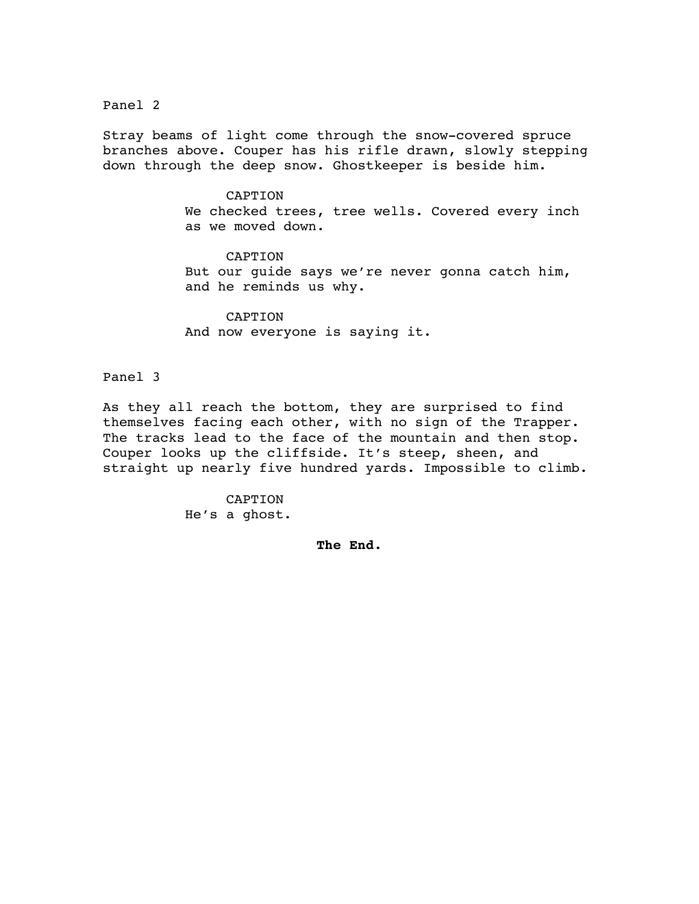Panel 2

Stray beams of light come through the snow-covered spruce branches above. Couper has his rifle drawn, slowly stepping down through the deep snow. Ghostkeeper is beside him.

CAPTION
We checked trees, tree wells. Covered every inch as we moved down.

CAPTION
But our guide says we're never gonna catch him, and he reminds us why.

CAPTION
And now everyone is saying it.

Panel 3

As they all reach the bottom, they are surprised to find themselves facing each other, with no sign of the Trapper. The tracks lead to the face of the mountain and then stop. Couper looks up the cliffside. It's steep, sheen, and straight up nearly five hundred yards. Impossible to climb.

CAPTION
He's a ghost.

**The End.**